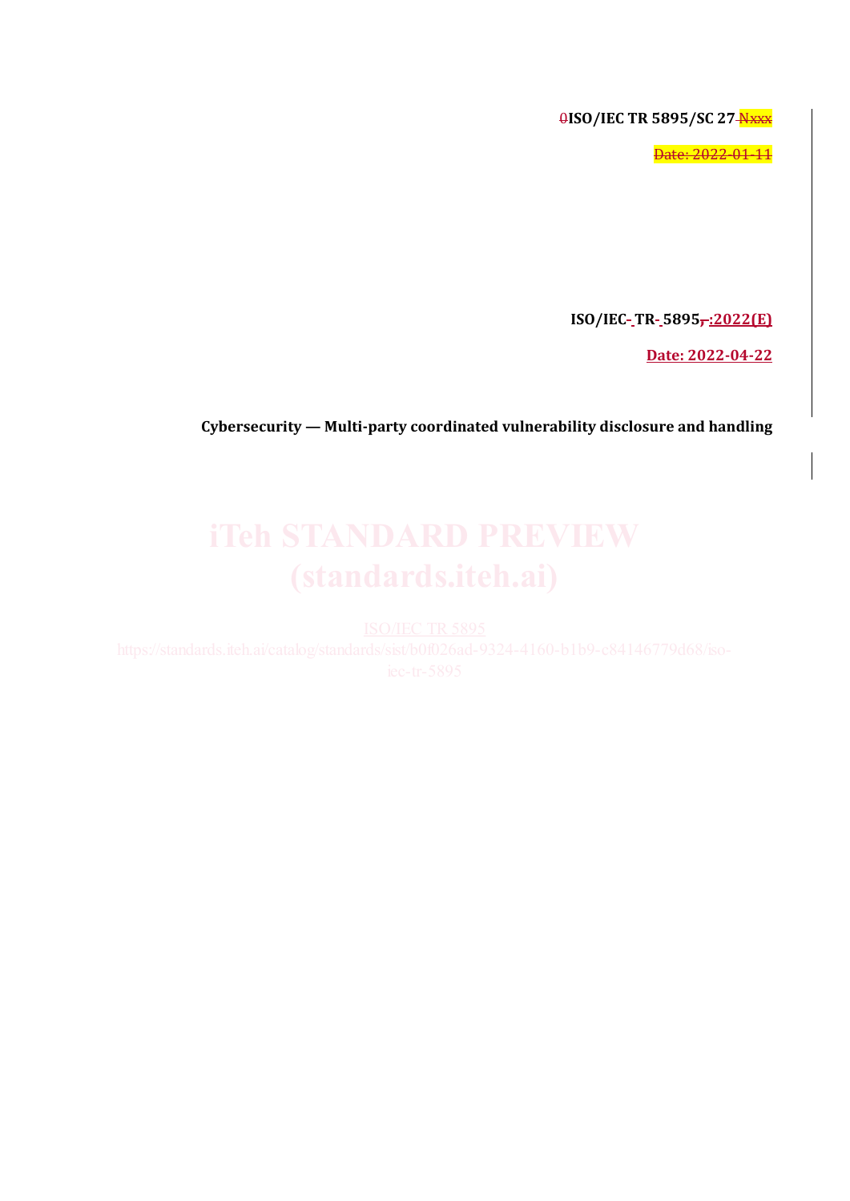0ISO/IEC TR 5895/SC 27 Nxxx

Date: 2022-01-11

ISO/IEC- TR- 5895, :2022(E)

**Date: 2022-04-22**

**Cybersecurity — Multi-party coordinated vulnerability disclosure and handling**

iTeh STANDARD PREVIEW
(standards.iteh.ai)

ISO/IEC TR 5895
https://standards.iteh.ai/catalog/standards/sist/b0f026ad-9324-4160-b1b9-c84146779d68/iso-iec-tr-5895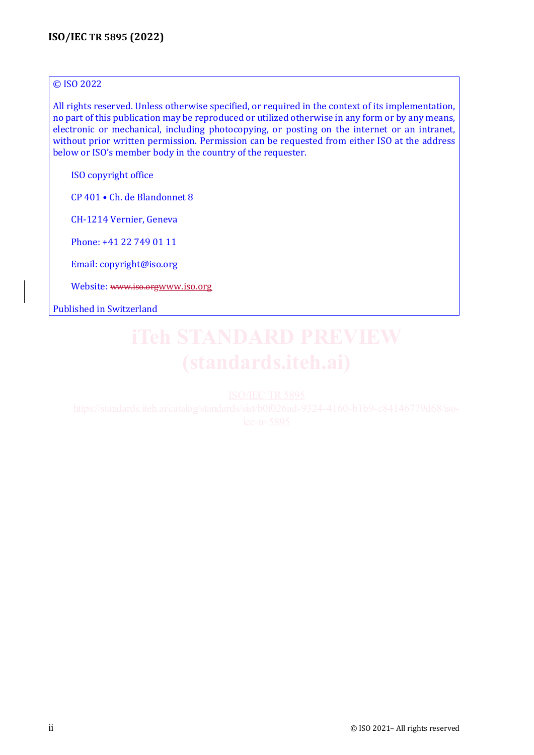© ISO 2022

All rights reserved. Unless otherwise specified, or required in the context of its implementation, no part of this publication may be reproduced or utilized otherwise in any form or by any means, electronic or mechanical, including photocopying, or posting on the internet or an intranet, without prior written permission. Permission can be requested from either ISO at the address below or ISO's member body in the country of the requester.

ISO copyright office

CP 401 • Ch. de Blandonnet 8

CH-1214 Vernier, Geneva

Phone: +41 22 749 01 11

Email: copyright@iso.org

Website: ~~www.iso.org~~www.iso.org

Published in Switzerland

iTeh STANDARD PREVIEW
(standards.iteh.ai)

ISO/IEC TR 5895
https://standards.iteh.ai/catalog/standards/sist/b0f026ad-9324-4160-b1b9-c84146779d68/iso-iec-tr-5895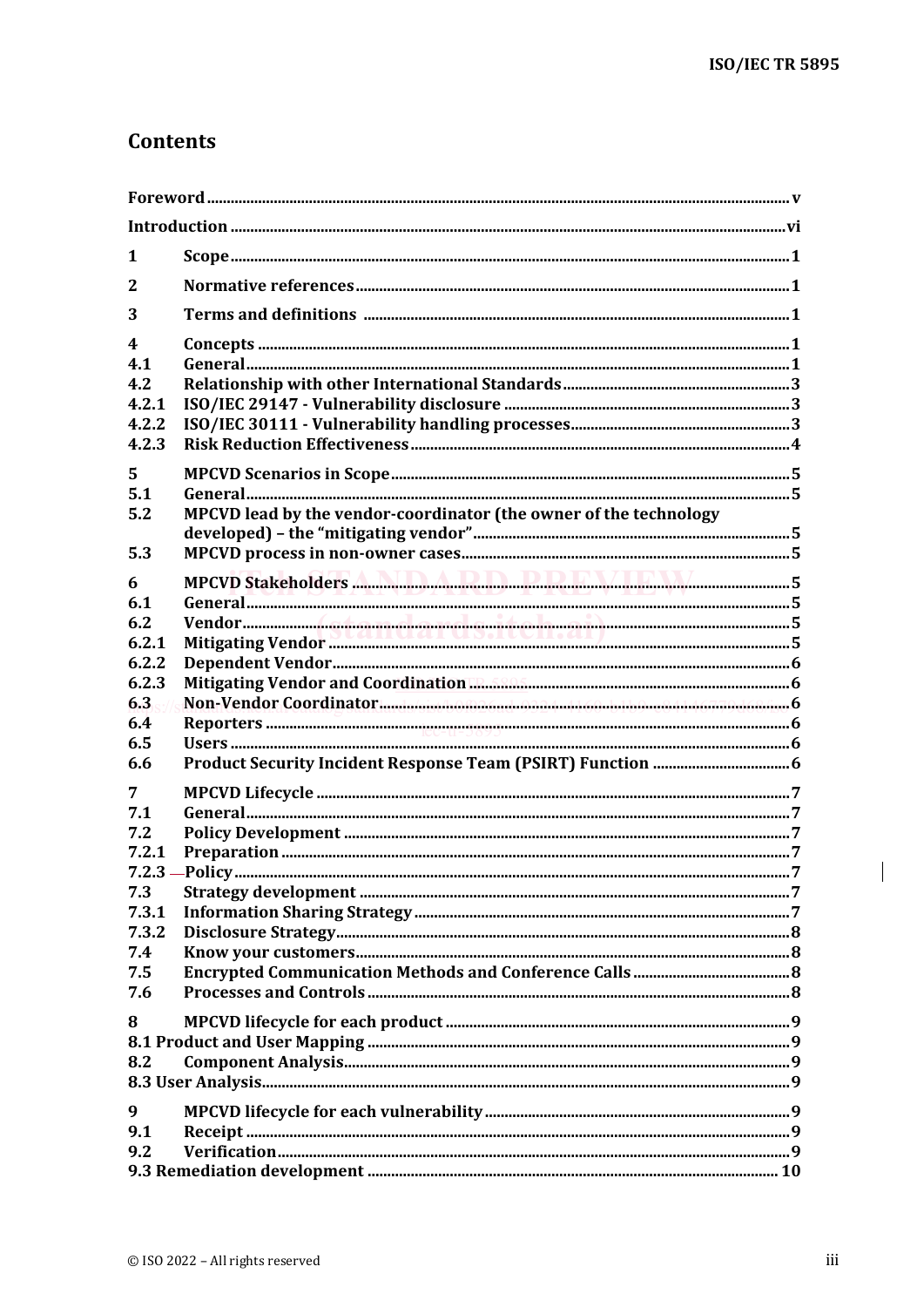## Contents

Foreword ..... v

Introduction ..... vi

1 Scope ..... 1

2 Normative references ..... 1

3 Terms and definitions ..... 1

4 Concepts ..... 1
4.1 General ..... 1
4.2 Relationship with other International Standards ..... 3
4.2.1 ISO/IEC 29147 - Vulnerability disclosure ..... 3
4.2.2 ISO/IEC 30111 - Vulnerability handling processes ..... 3
4.2.3 Risk Reduction Effectiveness ..... 4

5 MPCVD Scenarios in Scope ..... 5
5.1 General ..... 5
5.2 MPCVD lead by the vendor-coordinator (the owner of the technology developed) – the "mitigating vendor" ..... 5
5.3 MPCVD process in non-owner cases ..... 5

6 MPCVD Stakeholders ..... 5
6.1 General ..... 5
6.2 Vendor ..... 5
6.2.1 Mitigating Vendor ..... 5
6.2.2 Dependent Vendor ..... 6
6.2.3 Mitigating Vendor and Coordination ..... 6
6.3 Non-Vendor Coordinator ..... 6
6.4 Reporters ..... 6
6.5 Users ..... 6
6.6 Product Security Incident Response Team (PSIRT) Function ..... 6

7 MPCVD Lifecycle ..... 7
7.1 General ..... 7
7.2 Policy Development ..... 7
7.2.1 Preparation ..... 7
7.2.3 Policy ..... 7
7.3 Strategy development ..... 7
7.3.1 Information Sharing Strategy ..... 7
7.3.2 Disclosure Strategy ..... 8
7.4 Know your customers ..... 8
7.5 Encrypted Communication Methods and Conference Calls ..... 8
7.6 Processes and Controls ..... 8

8 MPCVD lifecycle for each product ..... 9
8.1 Product and User Mapping ..... 9
8.2 Component Analysis ..... 9
8.3 User Analysis ..... 9

9 MPCVD lifecycle for each vulnerability ..... 9
9.1 Receipt ..... 9
9.2 Verification ..... 9
9.3 Remediation development ..... 10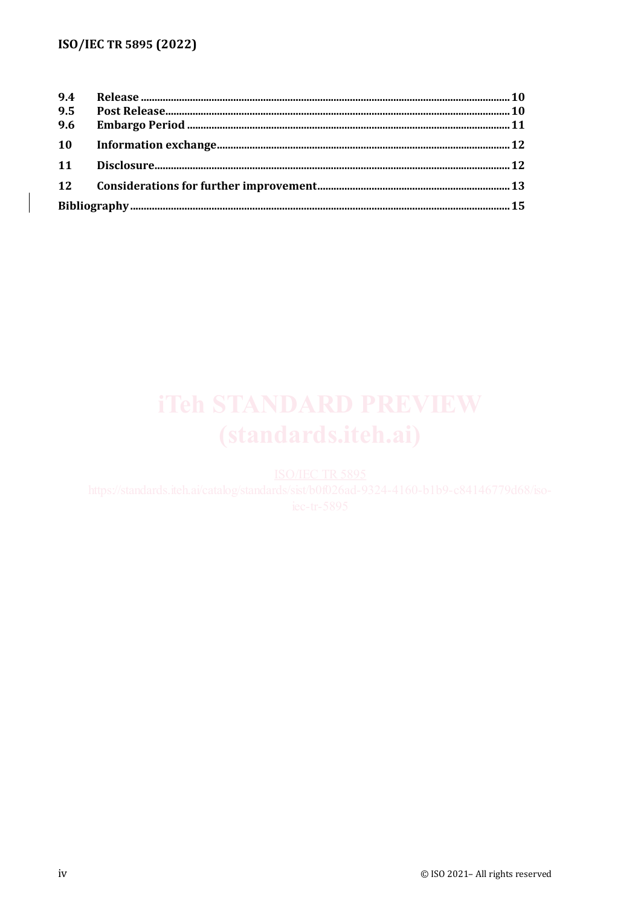| | | |
|---|---|---|
| 9.4 | Release | 10 |
| 9.5 | Post Release | 10 |
| 9.6 | Embargo Period | 11 |
| 10 | Information exchange | 12 |
| 11 | Disclosure | 12 |
| 12 | Considerations for further improvement | 13 |
| Bibliography | | 15 |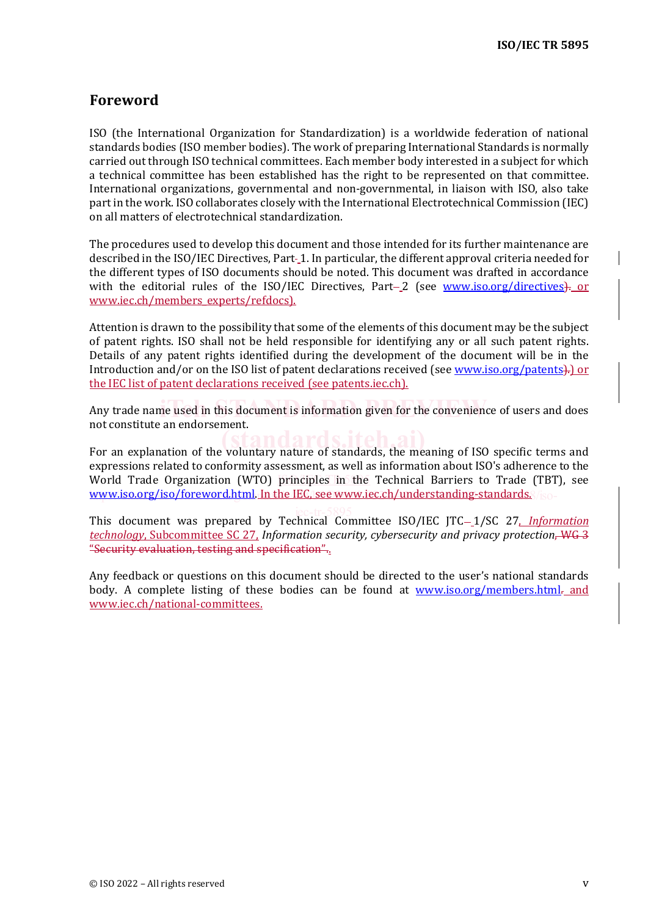# Foreword

ISO (the International Organization for Standardization) is a worldwide federation of national standards bodies (ISO member bodies). The work of preparing International Standards is normally carried out through ISO technical committees. Each member body interested in a subject for which a technical committee has been established has the right to be represented on that committee. International organizations, governmental and non-governmental, in liaison with ISO, also take part in the work. ISO collaborates closely with the International Electrotechnical Commission (IEC) on all matters of electrotechnical standardization.

The procedures used to develop this document and those intended for its further maintenance are described in the ISO/IEC Directives, Part 1. In particular, the different approval criteria needed for the different types of ISO documents should be noted. This document was drafted in accordance with the editorial rules of the ISO/IEC Directives, Part 2 (see www.iso.org/directives or www.iec.ch/members_experts/refdocs).

Attention is drawn to the possibility that some of the elements of this document may be the subject of patent rights. ISO shall not be held responsible for identifying any or all such patent rights. Details of any patent rights identified during the development of the document will be in the Introduction and/or on the ISO list of patent declarations received (see www.iso.org/patents) or the IEC list of patent declarations received (see patents.iec.ch).

Any trade name used in this document is information given for the convenience of users and does not constitute an endorsement.

For an explanation of the voluntary nature of standards, the meaning of ISO specific terms and expressions related to conformity assessment, as well as information about ISO's adherence to the World Trade Organization (WTO) principles in the Technical Barriers to Trade (TBT), see www.iso.org/iso/foreword.html. In the IEC, see www.iec.ch/understanding-standards.

This document was prepared by Technical Committee ISO/IEC JTC 1/SC 27, *Information technology*, Subcommittee SC 27, *Information security, cybersecurity and privacy protection*, WG 3 "Security evaluation, testing and specification".

Any feedback or questions on this document should be directed to the user's national standards body. A complete listing of these bodies can be found at www.iso.org/members.html and www.iec.ch/national-committees.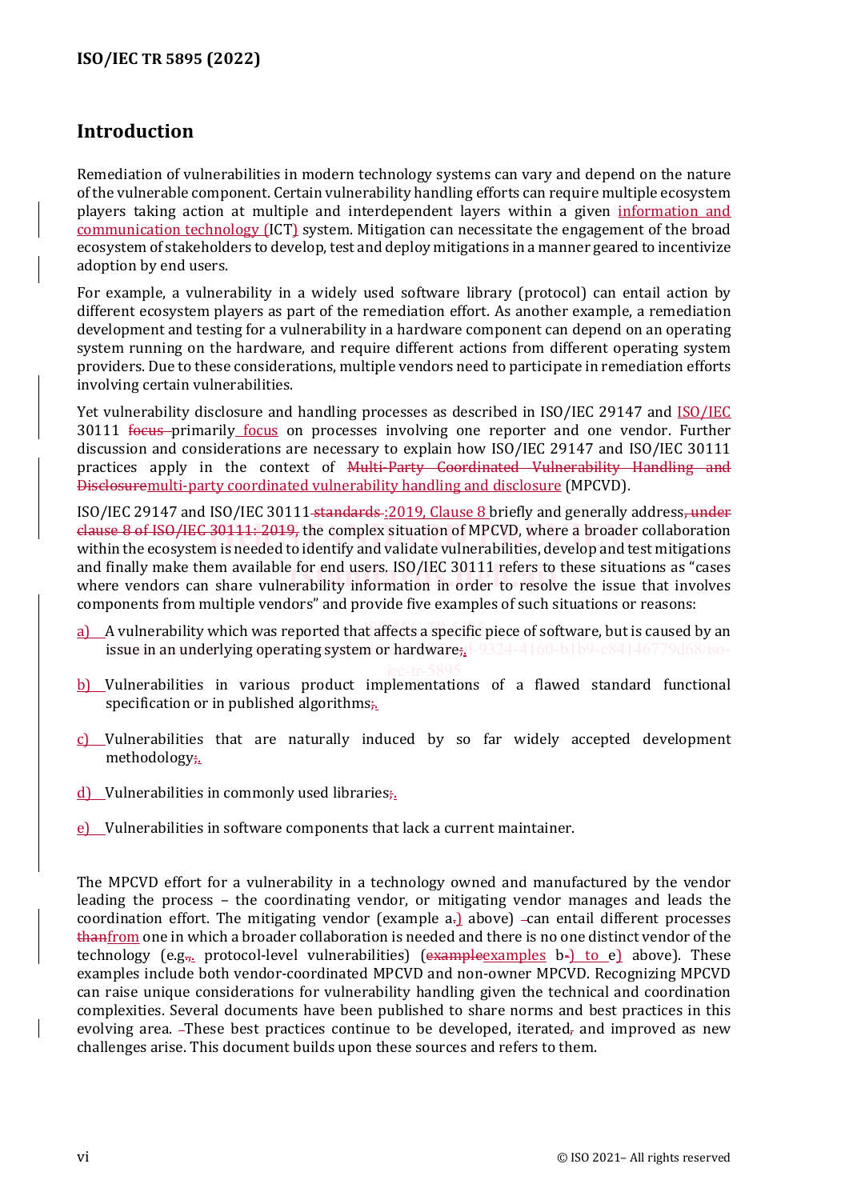## Introduction

Remediation of vulnerabilities in modern technology systems can vary and depend on the nature of the vulnerable component. Certain vulnerability handling efforts can require multiple ecosystem players taking action at multiple and interdependent layers within a given information and communication technology (ICT) system. Mitigation can necessitate the engagement of the broad ecosystem of stakeholders to develop, test and deploy mitigations in a manner geared to incentivize adoption by end users.

For example, a vulnerability in a widely used software library (protocol) can entail action by different ecosystem players as part of the remediation effort. As another example, a remediation development and testing for a vulnerability in a hardware component can depend on an operating system running on the hardware, and require different actions from different operating system providers. Due to these considerations, multiple vendors need to participate in remediation efforts involving certain vulnerabilities.

Yet vulnerability disclosure and handling processes as described in ISO/IEC 29147 and ISO/IEC 30111 primarily focus on processes involving one reporter and one vendor. Further discussion and considerations are necessary to explain how ISO/IEC 29147 and ISO/IEC 30111 practices apply in the context of multi-party coordinated vulnerability handling and disclosure (MPCVD).

ISO/IEC 29147 and ISO/IEC 30111:2019, Clause 8 briefly and generally address the complex situation of MPCVD, where a broader collaboration within the ecosystem is needed to identify and validate vulnerabilities, develop and test mitigations and finally make them available for end users. ISO/IEC 30111 refers to these situations as "cases where vendors can share vulnerability information in order to resolve the issue that involves components from multiple vendors" and provide five examples of such situations or reasons:

a) A vulnerability which was reported that affects a specific piece of software, but is caused by an issue in an underlying operating system or hardware.

b) Vulnerabilities in various product implementations of a flawed standard functional specification or in published algorithms.

c) Vulnerabilities that are naturally induced by so far widely accepted development methodology.

d) Vulnerabilities in commonly used libraries.

e) Vulnerabilities in software components that lack a current maintainer.

The MPCVD effort for a vulnerability in a technology owned and manufactured by the vendor leading the process – the coordinating vendor, or mitigating vendor manages and leads the coordination effort. The mitigating vendor (example a) above) can entail different processes from one in which a broader collaboration is needed and there is no one distinct vendor of the technology (e.g. protocol-level vulnerabilities) (examples b) to e) above). These examples include both vendor-coordinated MPCVD and non-owner MPCVD. Recognizing MPCVD can raise unique considerations for vulnerability handling given the technical and coordination complexities. Several documents have been published to share norms and best practices in this evolving area. These best practices continue to be developed, iterated and improved as new challenges arise. This document builds upon these sources and refers to them.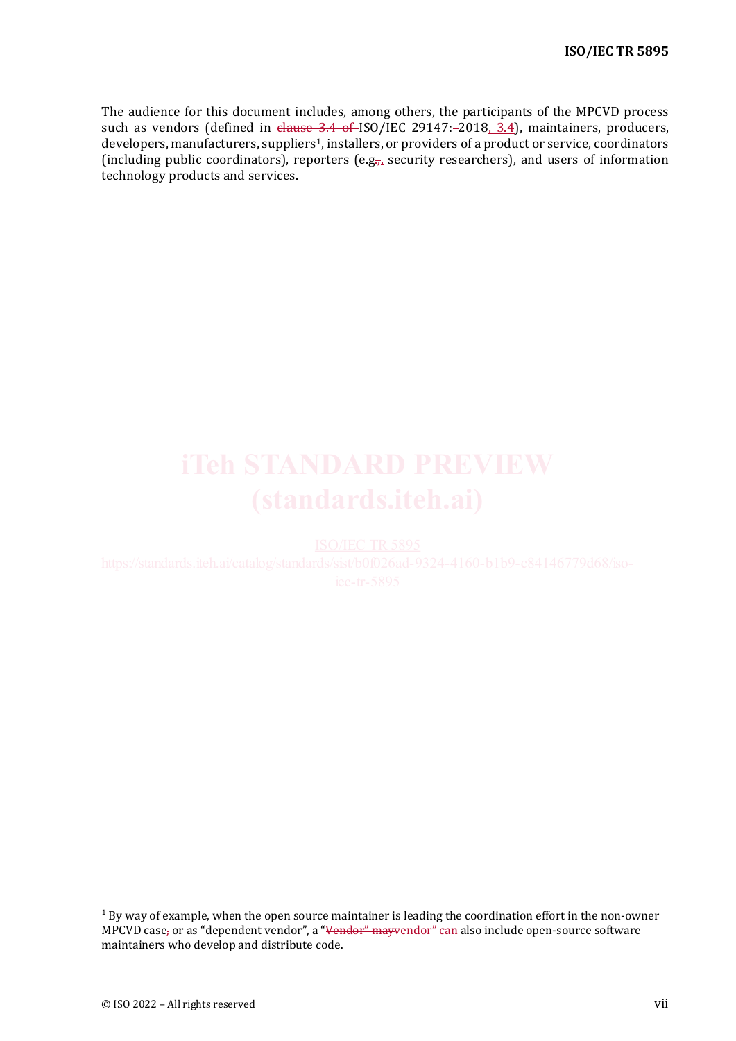The audience for this document includes, among others, the participants of the MPCVD process such as vendors (defined in ~~clause 3.4 of~~ ISO/IEC 29147:~~–~~2018, 3.4), maintainers, producers, developers, manufacturers, suppliers[1], installers, or providers of a product or service, coordinators (including public coordinators), reporters (e.g.~~,~~. security researchers), and users of information technology products and services.

---

[1] By way of example, when the open source maintainer is leading the coordination effort in the non-owner MPCVD case~~,~~ or as “dependent vendor”, a “~~Vendor” may~~vendor” can also include open-source software maintainers who develop and distribute code.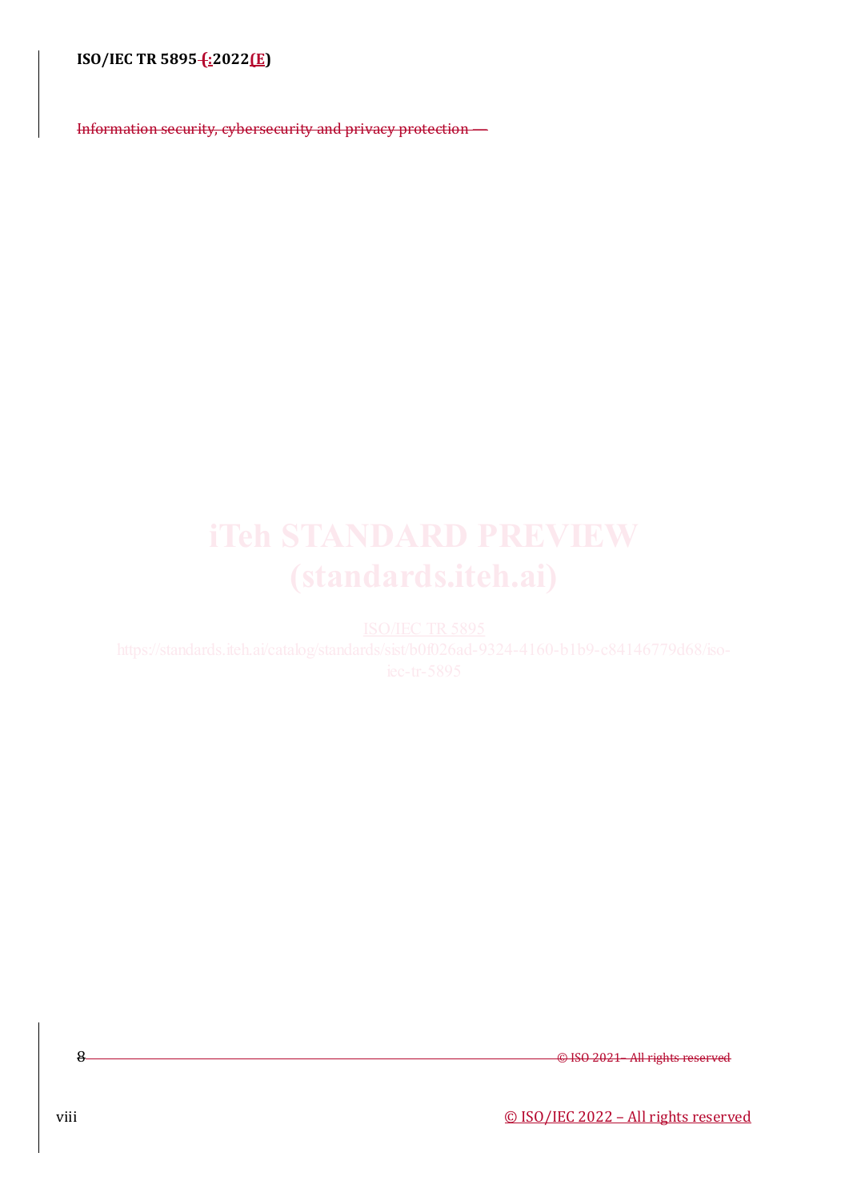Information security, cybersecurity and privacy protection —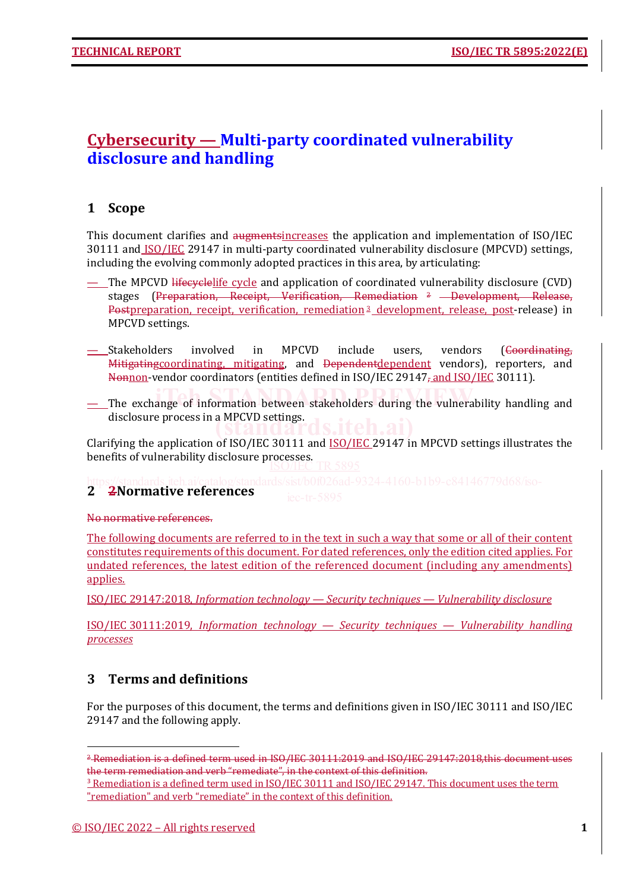# ~~Cybersecurity —~~ Multi-party coordinated vulnerability disclosure and handling

## 1 Scope

This document clarifies and ~~augments~~increases the application and implementation of ISO/IEC 30111 and ISO/IEC 29147 in multi-party coordinated vulnerability disclosure (MPCVD) settings, including the evolving commonly adopted practices in this area, by articulating:

- The MPCVD ~~lifecycle~~life cycle and application of coordinated vulnerability disclosure (CVD) stages (~~Preparation, Receipt, Verification, Remediation~~ [2] ~~Development, Release, Post~~preparation, receipt, verification, remediation [3] development, release, post-release) in MPCVD settings.
- Stakeholders involved in MPCVD include users, vendors (~~Coordinating, Mitigating~~coordinating, mitigating, and ~~Dependent~~dependent vendors), reporters, and ~~Non~~non-vendor coordinators (entities defined in ISO/IEC 29147~~,~~ and ISO/IEC 30111).
- The exchange of information between stakeholders during the vulnerability handling and disclosure process in a MPCVD settings.

Clarifying the application of ISO/IEC 30111 and ISO/IEC 29147 in MPCVD settings illustrates the benefits of vulnerability disclosure processes.

## 2 ~~2~~Normative references

~~No normative references.~~

The following documents are referred to in the text in such a way that some or all of their content constitutes requirements of this document. For dated references, only the edition cited applies. For undated references, the latest edition of the referenced document (including any amendments) applies.

ISO/IEC 29147:2018, *Information technology — Security techniques — Vulnerability disclosure*

ISO/IEC 30111:2019, *Information technology — Security techniques — Vulnerability handling processes*

## 3 Terms and definitions

For the purposes of this document, the terms and definitions given in ISO/IEC 30111 and ISO/IEC 29147 and the following apply.

---

~~[2] Remediation is a defined term used in ISO/IEC 30111:2019 and ISO/IEC 29147:2018,this document uses the term remediation and verb "remediate", in the context of this definition.~~

[3] Remediation is a defined term used in ISO/IEC 30111 and ISO/IEC 29147. This document uses the term "remediation" and verb "remediate" in the context of this definition.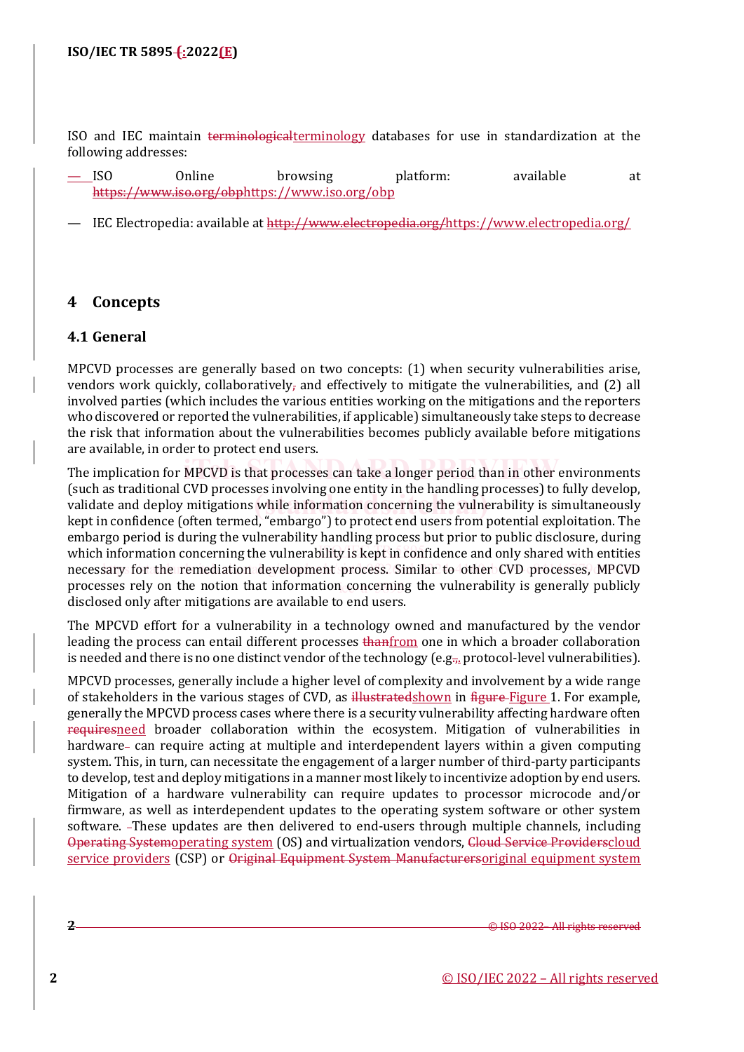ISO and IEC maintain terminologicalterminology databases for use in standardization at the following addresses:

— ISO Online browsing platform: available at https://www.iso.org/obphttps://www.iso.org/obp

— IEC Electropedia: available at http://www.electropedia.org/https://www.electropedia.org/

## 4 Concepts

### 4.1 General

MPCVD processes are generally based on two concepts: (1) when security vulnerabilities arise, vendors work quickly, collaboratively, and effectively to mitigate the vulnerabilities, and (2) all involved parties (which includes the various entities working on the mitigations and the reporters who discovered or reported the vulnerabilities, if applicable) simultaneously take steps to decrease the risk that information about the vulnerabilities becomes publicly available before mitigations are available, in order to protect end users.

The implication for MPCVD is that processes can take a longer period than in other environments (such as traditional CVD processes involving one entity in the handling processes) to fully develop, validate and deploy mitigations while information concerning the vulnerability is simultaneously kept in confidence (often termed, "embargo") to protect end users from potential exploitation. The embargo period is during the vulnerability handling process but prior to public disclosure, during which information concerning the vulnerability is kept in confidence and only shared with entities necessary for the remediation development process. Similar to other CVD processes, MPCVD processes rely on the notion that information concerning the vulnerability is generally publicly disclosed only after mitigations are available to end users.

The MPCVD effort for a vulnerability in a technology owned and manufactured by the vendor leading the process can entail different processes thanfrom one in which a broader collaboration is needed and there is no one distinct vendor of the technology (e.g.,. protocol-level vulnerabilities).

MPCVD processes, generally include a higher level of complexity and involvement by a wide range of stakeholders in the various stages of CVD, as illustratedshown in figure Figure 1. For example, generally the MPCVD process cases where there is a security vulnerability affecting hardware often requiresneed broader collaboration within the ecosystem. Mitigation of vulnerabilities in hardware can require acting at multiple and interdependent layers within a given computing system. This, in turn, can necessitate the engagement of a larger number of third-party participants to develop, test and deploy mitigations in a manner most likely to incentivize adoption by end users. Mitigation of a hardware vulnerability can require updates to processor microcode and/or firmware, as well as interdependent updates to the operating system software or other system software. These updates are then delivered to end-users through multiple channels, including Operating Systemoperating system (OS) and virtualization vendors, Cloud Service Providerscloud service providers (CSP) or Original Equipment System Manufacturersoriginal equipment system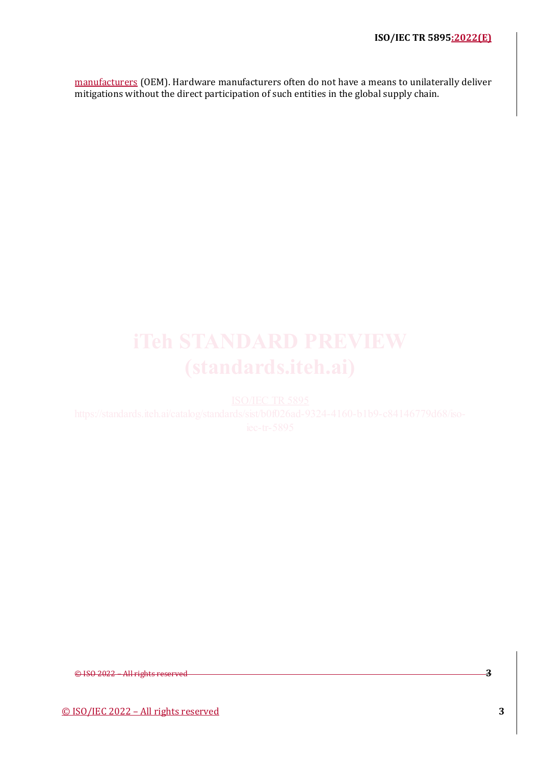manufacturers (OEM). Hardware manufacturers often do not have a means to unilaterally deliver mitigations without the direct participation of such entities in the global supply chain.